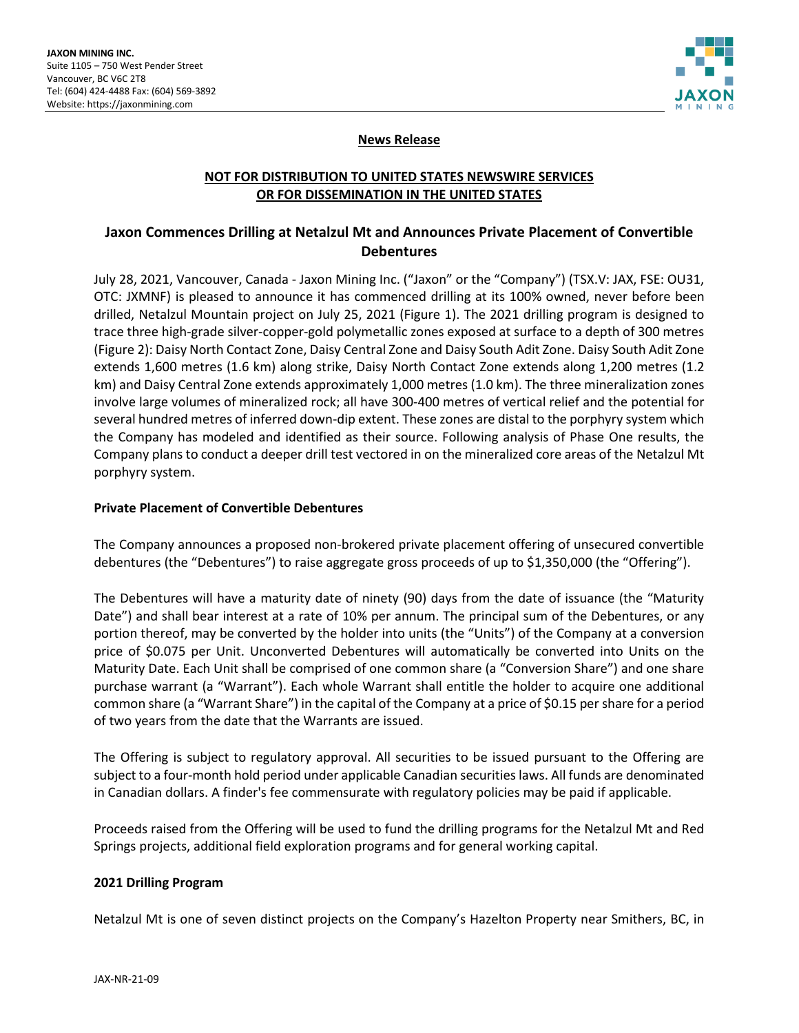**JAXON MINING INC.**
Suite 1105 – 750 West Pender Street
Vancouver, BC V6C 2T8
Tel: (604) 424-4488 Fax: (604) 569-3892
Website: https://jaxonmining.com

**News Release**

**NOT FOR DISTRIBUTION TO UNITED STATES NEWSWIRE SERVICES OR FOR DISSEMINATION IN THE UNITED STATES**

# Jaxon Commences Drilling at Netalzul Mt and Announces Private Placement of Convertible Debentures

July 28, 2021, Vancouver, Canada - Jaxon Mining Inc. ("Jaxon" or the "Company") (TSX.V: JAX, FSE: OU31, OTC: JXMNF) is pleased to announce it has commenced drilling at its 100% owned, never before been drilled, Netalzul Mountain project on July 25, 2021 (Figure 1). The 2021 drilling program is designed to trace three high-grade silver-copper-gold polymetallic zones exposed at surface to a depth of 300 metres (Figure 2): Daisy North Contact Zone, Daisy Central Zone and Daisy South Adit Zone. Daisy South Adit Zone extends 1,600 metres (1.6 km) along strike, Daisy North Contact Zone extends along 1,200 metres (1.2 km) and Daisy Central Zone extends approximately 1,000 metres (1.0 km). The three mineralization zones involve large volumes of mineralized rock; all have 300-400 metres of vertical relief and the potential for several hundred metres of inferred down-dip extent. These zones are distal to the porphyry system which the Company has modeled and identified as their source. Following analysis of Phase One results, the Company plans to conduct a deeper drill test vectored in on the mineralized core areas of the Netalzul Mt porphyry system.

## Private Placement of Convertible Debentures

The Company announces a proposed non-brokered private placement offering of unsecured convertible debentures (the "Debentures") to raise aggregate gross proceeds of up to $1,350,000 (the "Offering").

The Debentures will have a maturity date of ninety (90) days from the date of issuance (the "Maturity Date") and shall bear interest at a rate of 10% per annum. The principal sum of the Debentures, or any portion thereof, may be converted by the holder into units (the "Units") of the Company at a conversion price of $0.075 per Unit. Unconverted Debentures will automatically be converted into Units on the Maturity Date. Each Unit shall be comprised of one common share (a "Conversion Share") and one share purchase warrant (a "Warrant"). Each whole Warrant shall entitle the holder to acquire one additional common share (a "Warrant Share") in the capital of the Company at a price of $0.15 per share for a period of two years from the date that the Warrants are issued.

The Offering is subject to regulatory approval. All securities to be issued pursuant to the Offering are subject to a four-month hold period under applicable Canadian securities laws. All funds are denominated in Canadian dollars. A finder's fee commensurate with regulatory policies may be paid if applicable.

Proceeds raised from the Offering will be used to fund the drilling programs for the Netalzul Mt and Red Springs projects, additional field exploration programs and for general working capital.

## 2021 Drilling Program

Netalzul Mt is one of seven distinct projects on the Company's Hazelton Property near Smithers, BC, in

JAX-NR-21-09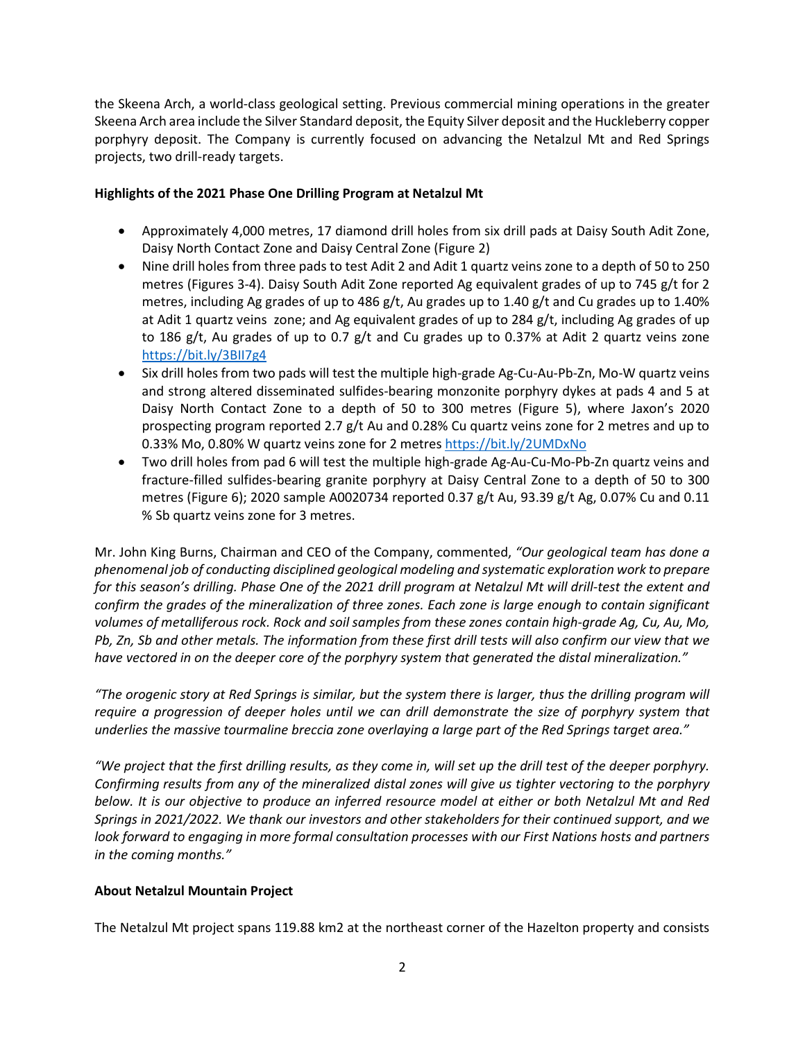the Skeena Arch, a world-class geological setting. Previous commercial mining operations in the greater Skeena Arch area include the Silver Standard deposit, the Equity Silver deposit and the Huckleberry copper porphyry deposit. The Company is currently focused on advancing the Netalzul Mt and Red Springs projects, two drill-ready targets.

**Highlights of the 2021 Phase One Drilling Program at Netalzul Mt**

- Approximately 4,000 metres, 17 diamond drill holes from six drill pads at Daisy South Adit Zone, Daisy North Contact Zone and Daisy Central Zone (Figure 2)
- Nine drill holes from three pads to test Adit 2 and Adit 1 quartz veins zone to a depth of 50 to 250 metres (Figures 3-4). Daisy South Adit Zone reported Ag equivalent grades of up to 745 g/t for 2 metres, including Ag grades of up to 486 g/t, Au grades up to 1.40 g/t and Cu grades up to 1.40% at Adit 1 quartz veins zone; and Ag equivalent grades of up to 284 g/t, including Ag grades of up to 186 g/t, Au grades of up to 0.7 g/t and Cu grades up to 0.37% at Adit 2 quartz veins zone https://bit.ly/3BII7g4
- Six drill holes from two pads will test the multiple high-grade Ag-Cu-Au-Pb-Zn, Mo-W quartz veins and strong altered disseminated sulfides-bearing monzonite porphyry dykes at pads 4 and 5 at Daisy North Contact Zone to a depth of 50 to 300 metres (Figure 5), where Jaxon's 2020 prospecting program reported 2.7 g/t Au and 0.28% Cu quartz veins zone for 2 metres and up to 0.33% Mo, 0.80% W quartz veins zone for 2 metres https://bit.ly/2UMDxNo
- Two drill holes from pad 6 will test the multiple high-grade Ag-Au-Cu-Mo-Pb-Zn quartz veins and fracture-filled sulfides-bearing granite porphyry at Daisy Central Zone to a depth of 50 to 300 metres (Figure 6); 2020 sample A0020734 reported 0.37 g/t Au, 93.39 g/t Ag, 0.07% Cu and 0.11 % Sb quartz veins zone for 3 metres.

Mr. John King Burns, Chairman and CEO of the Company, commented, *"Our geological team has done a phenomenal job of conducting disciplined geological modeling and systematic exploration work to prepare for this season's drilling. Phase One of the 2021 drill program at Netalzul Mt will drill-test the extent and confirm the grades of the mineralization of three zones. Each zone is large enough to contain significant volumes of metalliferous rock. Rock and soil samples from these zones contain high-grade Ag, Cu, Au, Mo, Pb, Zn, Sb and other metals. The information from these first drill tests will also confirm our view that we have vectored in on the deeper core of the porphyry system that generated the distal mineralization."*

*"The orogenic story at Red Springs is similar, but the system there is larger, thus the drilling program will require a progression of deeper holes until we can drill demonstrate the size of porphyry system that underlies the massive tourmaline breccia zone overlaying a large part of the Red Springs target area."*

*"We project that the first drilling results, as they come in, will set up the drill test of the deeper porphyry. Confirming results from any of the mineralized distal zones will give us tighter vectoring to the porphyry below. It is our objective to produce an inferred resource model at either or both Netalzul Mt and Red Springs in 2021/2022. We thank our investors and other stakeholders for their continued support, and we look forward to engaging in more formal consultation processes with our First Nations hosts and partners in the coming months."*

**About Netalzul Mountain Project**

The Netalzul Mt project spans 119.88 km2 at the northeast corner of the Hazelton property and consists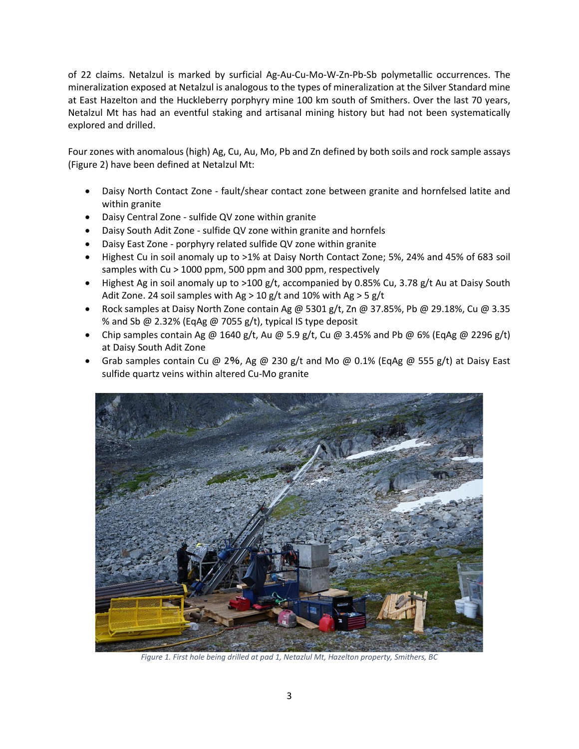of 22 claims. Netalzul is marked by surficial Ag-Au-Cu-Mo-W-Zn-Pb-Sb polymetallic occurrences. The mineralization exposed at Netalzul is analogous to the types of mineralization at the Silver Standard mine at East Hazelton and the Huckleberry porphyry mine 100 km south of Smithers. Over the last 70 years, Netalzul Mt has had an eventful staking and artisanal mining history but had not been systematically explored and drilled.

Four zones with anomalous (high) Ag, Cu, Au, Mo, Pb and Zn defined by both soils and rock sample assays (Figure 2) have been defined at Netalzul Mt:

- Daisy North Contact Zone - fault/shear contact zone between granite and hornfelsed latite and within granite
- Daisy Central Zone - sulfide QV zone within granite
- Daisy South Adit Zone - sulfide QV zone within granite and hornfels
- Daisy East Zone - porphyry related sulfide QV zone within granite
- Highest Cu in soil anomaly up to >1% at Daisy North Contact Zone; 5%, 24% and 45% of 683 soil samples with Cu > 1000 ppm, 500 ppm and 300 ppm, respectively
- Highest Ag in soil anomaly up to >100 g/t, accompanied by 0.85% Cu, 3.78 g/t Au at Daisy South Adit Zone. 24 soil samples with Ag > 10 g/t and 10% with Ag > 5 g/t
- Rock samples at Daisy North Zone contain Ag @ 5301 g/t, Zn @ 37.85%, Pb @ 29.18%, Cu @ 3.35 % and Sb @ 2.32% (EqAg @ 7055 g/t), typical IS type deposit
- Chip samples contain Ag @ 1640 g/t, Au @ 5.9 g/t, Cu @ 3.45% and Pb @ 6% (EqAg @ 2296 g/t) at Daisy South Adit Zone
- Grab samples contain Cu @ 2%, Ag @ 230 g/t and Mo @ 0.1% (EqAg @ 555 g/t) at Daisy East sulfide quartz veins within altered Cu-Mo granite

*Figure 1. First hole being drilled at pad 1, Netalzul Mt, Hazelton property, Smithers, BC*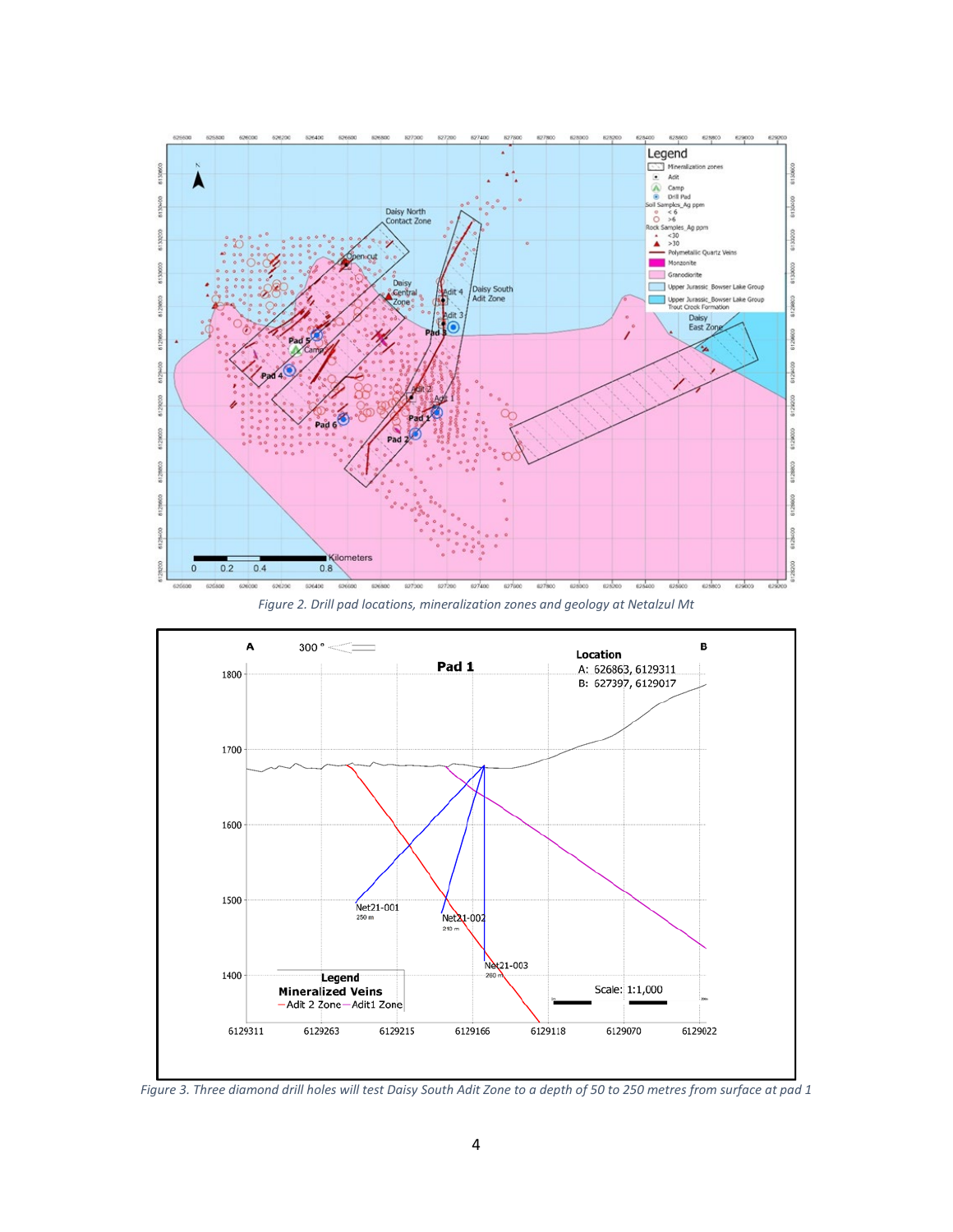*Figure 2. Drill pad locations, mineralization zones and geology at Netalzul Mt*

*Figure 3. Three diamond drill holes will test Daisy South Adit Zone to a depth of 50 to 250 metres from surface at pad 1*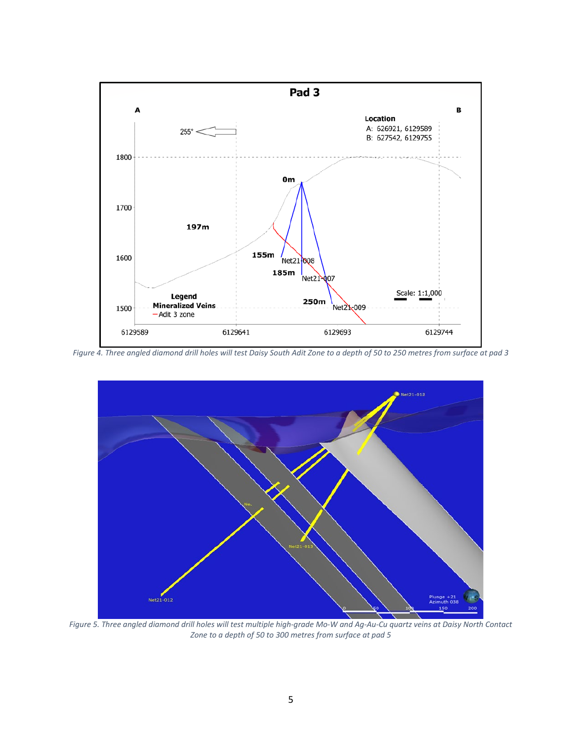Figure 4. Three angled diamond drill holes will test Daisy South Adit Zone to a depth of 50 to 250 metres from surface at pad 3

Figure 5. Three angled diamond drill holes will test multiple high-grade Mo-W and Ag-Au-Cu quartz veins at Daisy North Contact Zone to a depth of 50 to 300 metres from surface at pad 5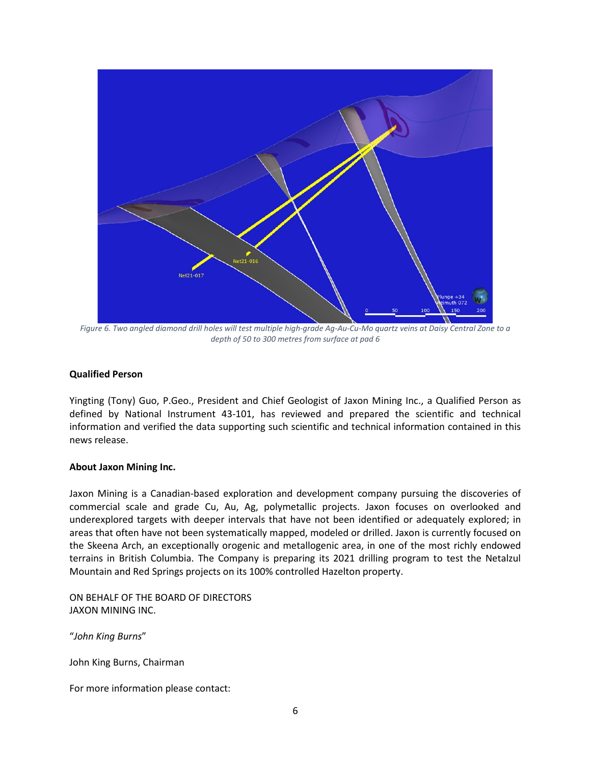*Figure 6. Two angled diamond drill holes will test multiple high-grade Ag-Au-Cu-Mo quartz veins at Daisy Central Zone to a depth of 50 to 300 metres from surface at pad 6*

**Qualified Person**

Yingting (Tony) Guo, P.Geo., President and Chief Geologist of Jaxon Mining Inc., a Qualified Person as defined by National Instrument 43-101, has reviewed and prepared the scientific and technical information and verified the data supporting such scientific and technical information contained in this news release.

**About Jaxon Mining Inc.**

Jaxon Mining is a Canadian-based exploration and development company pursuing the discoveries of commercial scale and grade Cu, Au, Ag, polymetallic projects. Jaxon focuses on overlooked and underexplored targets with deeper intervals that have not been identified or adequately explored; in areas that often have not been systematically mapped, modeled or drilled. Jaxon is currently focused on the Skeena Arch, an exceptionally orogenic and metallogenic area, in one of the most richly endowed terrains in British Columbia. The Company is preparing its 2021 drilling program to test the Netalzul Mountain and Red Springs projects on its 100% controlled Hazelton property.

ON BEHALF OF THE BOARD OF DIRECTORS
JAXON MINING INC.

"*John King Burns*"

John King Burns, Chairman

For more information please contact: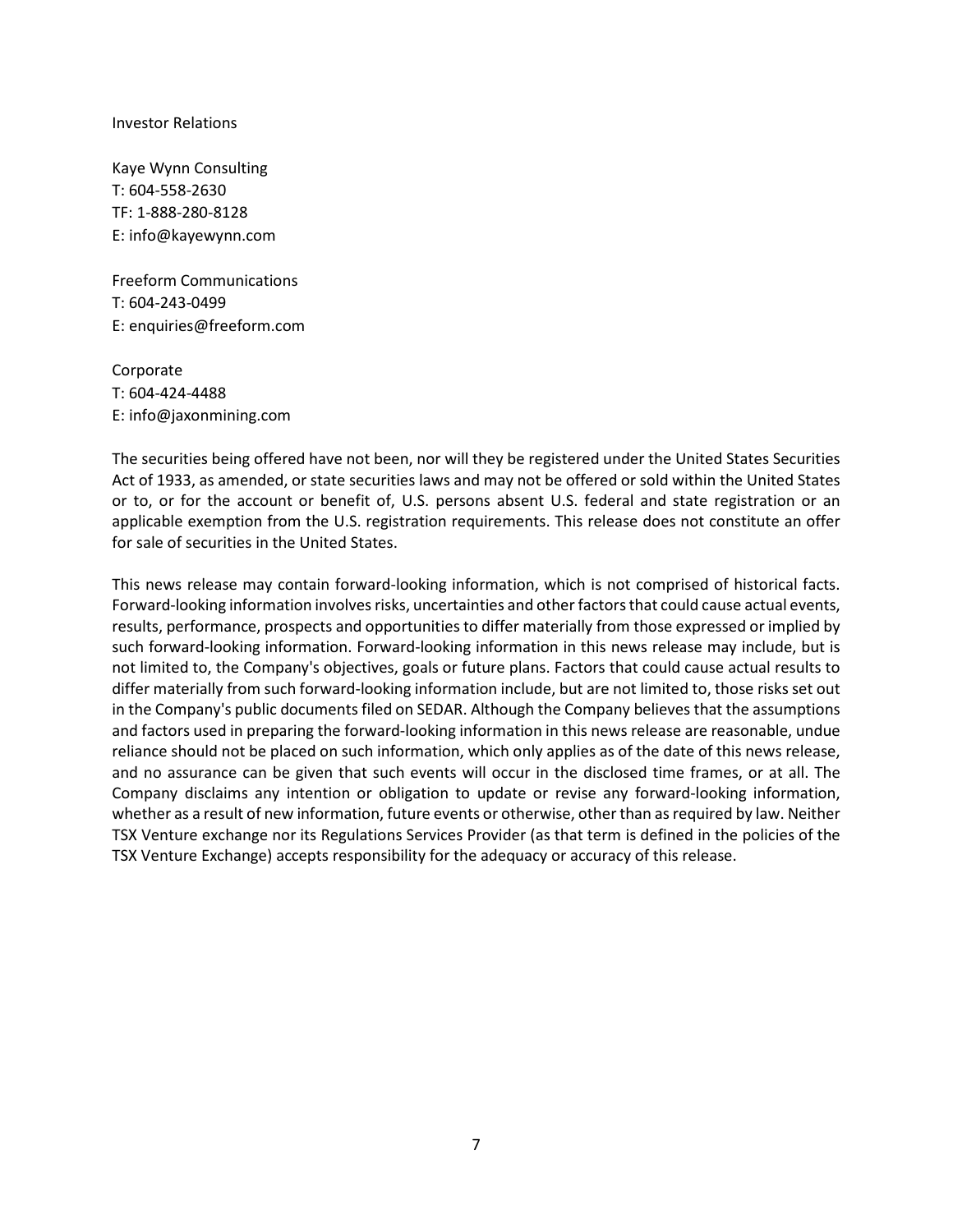Investor Relations

Kaye Wynn Consulting
T: 604-558-2630
TF: 1-888-280-8128
E: info@kayewynn.com

Freeform Communications
T: 604-243-0499
E: enquiries@freeform.com

Corporate
T: 604-424-4488
E: info@jaxonmining.com

The securities being offered have not been, nor will they be registered under the United States Securities Act of 1933, as amended, or state securities laws and may not be offered or sold within the United States or to, or for the account or benefit of, U.S. persons absent U.S. federal and state registration or an applicable exemption from the U.S. registration requirements. This release does not constitute an offer for sale of securities in the United States.

This news release may contain forward-looking information, which is not comprised of historical facts. Forward-looking information involves risks, uncertainties and other factors that could cause actual events, results, performance, prospects and opportunities to differ materially from those expressed or implied by such forward-looking information. Forward-looking information in this news release may include, but is not limited to, the Company's objectives, goals or future plans. Factors that could cause actual results to differ materially from such forward-looking information include, but are not limited to, those risks set out in the Company's public documents filed on SEDAR. Although the Company believes that the assumptions and factors used in preparing the forward-looking information in this news release are reasonable, undue reliance should not be placed on such information, which only applies as of the date of this news release, and no assurance can be given that such events will occur in the disclosed time frames, or at all. The Company disclaims any intention or obligation to update or revise any forward-looking information, whether as a result of new information, future events or otherwise, other than as required by law. Neither TSX Venture exchange nor its Regulations Services Provider (as that term is defined in the policies of the TSX Venture Exchange) accepts responsibility for the adequacy or accuracy of this release.